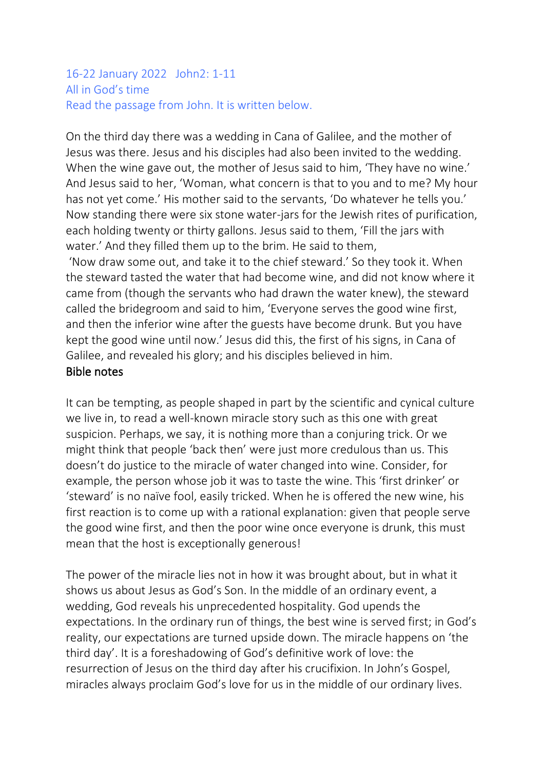16-22 January 2022   John2: 1-11
All in God's time
Read the passage from John. It is written below.

On the third day there was a wedding in Cana of Galilee, and the mother of Jesus was there. Jesus and his disciples had also been invited to the wedding. When the wine gave out, the mother of Jesus said to him, 'They have no wine.' And Jesus said to her, 'Woman, what concern is that to you and to me? My hour has not yet come.' His mother said to the servants, 'Do whatever he tells you.' Now standing there were six stone water-jars for the Jewish rites of purification, each holding twenty or thirty gallons. Jesus said to them, 'Fill the jars with water.' And they filled them up to the brim. He said to them,
'Now draw some out, and take it to the chief steward.' So they took it. When the steward tasted the water that had become wine, and did not know where it came from (though the servants who had drawn the water knew), the steward called the bridegroom and said to him, 'Everyone serves the good wine first, and then the inferior wine after the guests have become drunk. But you have kept the good wine until now.' Jesus did this, the first of his signs, in Cana of Galilee, and revealed his glory; and his disciples believed in him.

## Bible notes

It can be tempting, as people shaped in part by the scientific and cynical culture we live in, to read a well-known miracle story such as this one with great suspicion. Perhaps, we say, it is nothing more than a conjuring trick. Or we might think that people 'back then' were just more credulous than us. This doesn't do justice to the miracle of water changed into wine. Consider, for example, the person whose job it was to taste the wine. This 'first drinker' or 'steward' is no naïve fool, easily tricked. When he is offered the new wine, his first reaction is to come up with a rational explanation: given that people serve the good wine first, and then the poor wine once everyone is drunk, this must mean that the host is exceptionally generous!

The power of the miracle lies not in how it was brought about, but in what it shows us about Jesus as God's Son. In the middle of an ordinary event, a wedding, God reveals his unprecedented hospitality. God upends the expectations. In the ordinary run of things, the best wine is served first; in God's reality, our expectations are turned upside down. The miracle happens on 'the third day'. It is a foreshadowing of God's definitive work of love: the resurrection of Jesus on the third day after his crucifixion. In John's Gospel, miracles always proclaim God's love for us in the middle of our ordinary lives.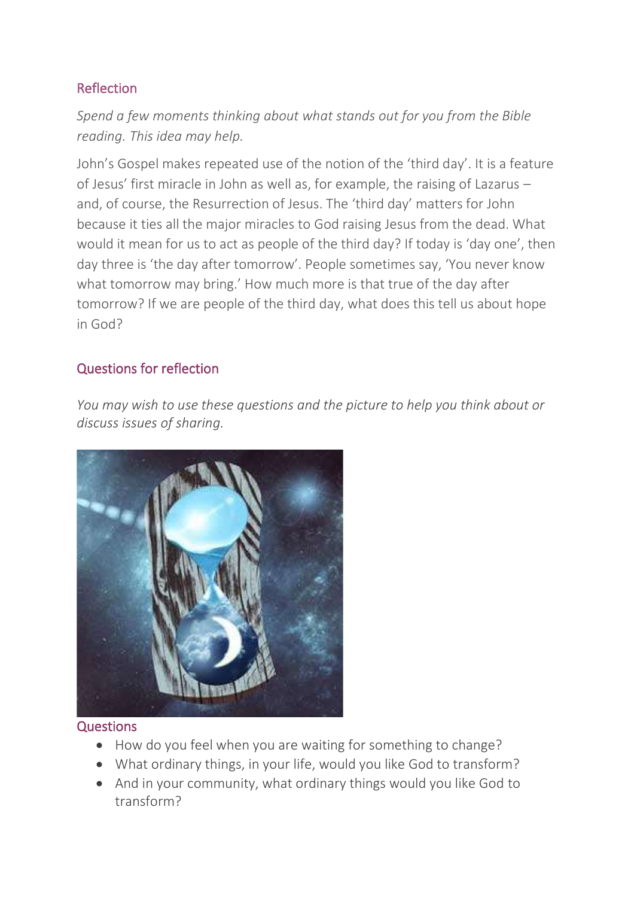## Reflection

*Spend a few moments thinking about what stands out for you from the Bible reading. This idea may help.*

John's Gospel makes repeated use of the notion of the 'third day'. It is a feature of Jesus' first miracle in John as well as, for example, the raising of Lazarus – and, of course, the Resurrection of Jesus. The 'third day' matters for John because it ties all the major miracles to God raising Jesus from the dead. What would it mean for us to act as people of the third day? If today is 'day one', then day three is 'the day after tomorrow'. People sometimes say, 'You never know what tomorrow may bring.' How much more is that true of the day after tomorrow? If we are people of the third day, what does this tell us about hope in God?

## Questions for reflection

*You may wish to use these questions and the picture to help you think about or discuss issues of sharing.*

## Questions

- How do you feel when you are waiting for something to change?
- What ordinary things, in your life, would you like God to transform?
- And in your community, what ordinary things would you like God to transform?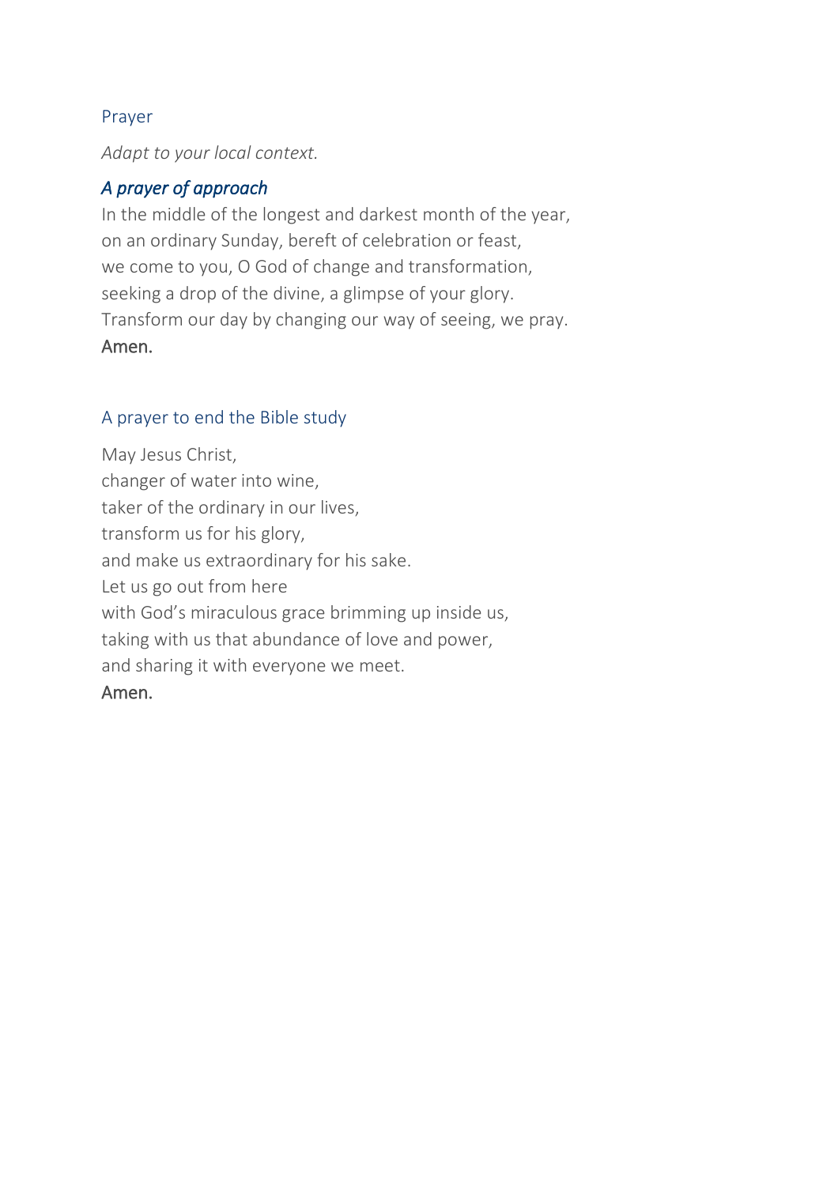## Prayer

*Adapt to your local context.*

### *A prayer of approach*

In the middle of the longest and darkest month of the year,
on an ordinary Sunday, bereft of celebration or feast,
we come to you, O God of change and transformation,
seeking a drop of the divine, a glimpse of your glory.
Transform our day by changing our way of seeing, we pray.
**Amen.**

### A prayer to end the Bible study

May Jesus Christ,
changer of water into wine,
taker of the ordinary in our lives,
transform us for his glory,
and make us extraordinary for his sake.
Let us go out from here
with God's miraculous grace brimming up inside us,
taking with us that abundance of love and power,
and sharing it with everyone we meet.
**Amen.**